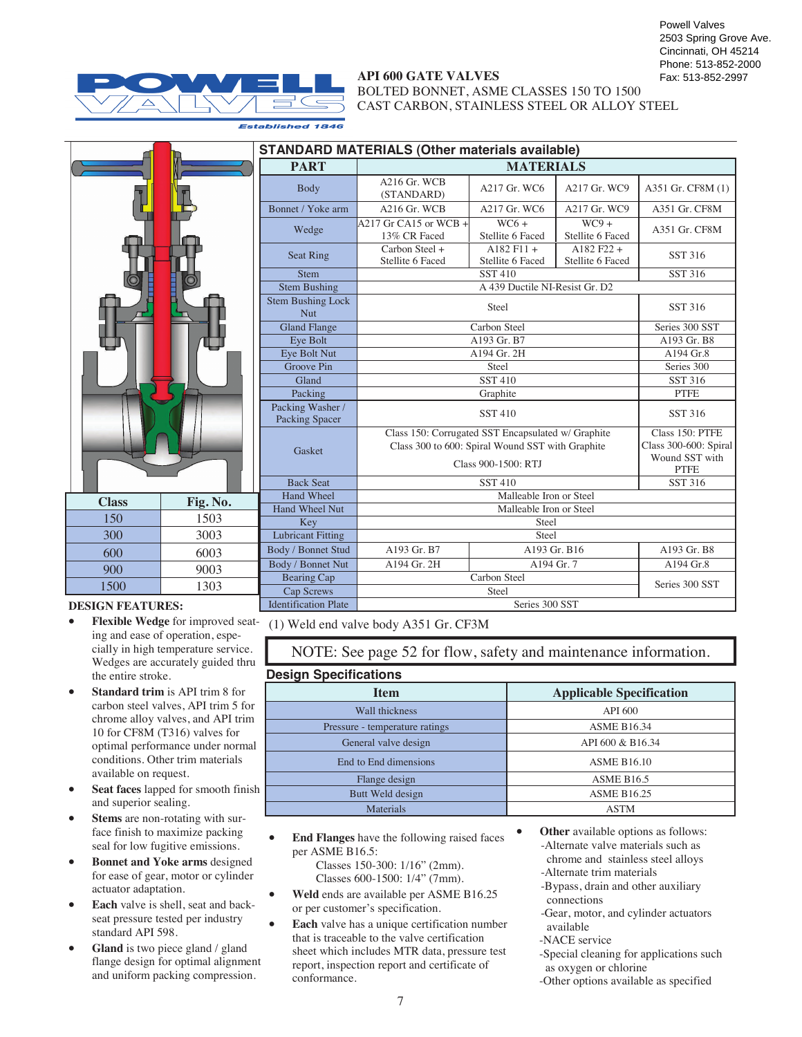Powell Valves
2503 Spring Grove Ave.
Cincinnati, OH 45214
Phone: 513-852-2000
Fax: 513-852-2997

POWELL VALVES
Established 1846

# API 600 GATE VALVES

BOLTED BONNET, ASME CLASSES 150 TO 1500
CAST CARBON, STAINLESS STEEL OR ALLOY STEEL

| Class | Fig. No. |
|---|---|
| 150 | 1503 |
| 300 | 3003 |
| 600 | 6003 |
| 900 | 9003 |
| 1500 | 1303 |

## STANDARD MATERIALS (Other materials available)

| PART | MATERIALS | | | |
|---|---|---|---|---|
| Body | A216 Gr. WCB (STANDARD) | A217 Gr. WC6 | A217 Gr. WC9 | A351 Gr. CF8M (1) |
| Bonnet / Yoke arm | A216 Gr. WCB | A217 Gr. WC6 | A217 Gr. WC9 | A351 Gr. CF8M |
| Wedge | A217 Gr CA15 or WCB + 13% CR Faced | WC6 + Stellite 6 Faced | WC9 + Stellite 6 Faced | A351 Gr. CF8M |
| Seat Ring | Carbon Steel + Stellite 6 Faced | A182 F11 + Stellite 6 Faced | A182 F22 + Stellite 6 Faced | SST 316 |
| Stem | SST 410 | | | SST 316 |
| Stem Bushing | A 439 Ductile NI-Resist Gr. D2 | | | |
| Stem Bushing Lock Nut | Steel | | | SST 316 |
| Gland Flange | Carbon Steel | | | Series 300 SST |
| Eye Bolt | A193 Gr. B7 | | | A193 Gr. B8 |
| Eye Bolt Nut | A194 Gr. 2H | | | A194 Gr.8 |
| Groove Pin | Steel | | | Series 300 |
| Gland | SST 410 | | | SST 316 |
| Packing | Graphite | | | PTFE |
| Packing Washer / Packing Spacer | SST 410 | | | SST 316 |
| Gasket | Class 150: Corrugated SST Encapsulated w/ Graphite<br>Class 300 to 600: Spiral Wound SST with Graphite<br>Class 900-1500: RTJ | | | Class 150: PTFE<br>Class 300-600: Spiral Wound SST with PTFE |
| Back Seat | SST 410 | | | SST 316 |
| Hand Wheel | Malleable Iron or Steel | | | |
| Hand Wheel Nut | Malleable Iron or Steel | | | |
| Key | Steel | | | |
| Lubricant Fitting | Steel | | | |
| Body / Bonnet Stud | A193 Gr. B7 | A193 Gr. B16 | | A193 Gr. B8 |
| Body / Bonnet Nut | A194 Gr. 2H | A194 Gr. 7 | | A194 Gr.8 |
| Bearing Cap | Carbon Steel | | | Series 300 SST |
| Cap Screws | Steel | | | |
| Identification Plate | Series 300 SST | | | |

(1) Weld end valve body A351 Gr. CF3M

NOTE: See page 52 for flow, safety and maintenance information.

## Design Specifications

| Item | Applicable Specification |
|---|---|
| Wall thickness | API 600 |
| Pressure - temperature ratings | ASME B16.34 |
| General valve design | API 600 & B16.34 |
| End to End dimensions | ASME B16.10 |
| Flange design | ASME B16.5 |
| Butt Weld design | ASME B16.25 |
| Materials | ASTM |

## DESIGN FEATURES:

- **Flexible Wedge** for improved seating and ease of operation, especially in high temperature service. Wedges are accurately guided thru the entire stroke.
- **Standard trim** is API trim 8 for carbon steel valves, API trim 5 for chrome alloy valves, and API trim 10 for CF8M (T316) valves for optimal performance under normal conditions. Other trim materials available on request.
- **Seat faces** lapped for smooth finish and superior sealing.
- **Stems** are non-rotating with surface finish to maximize packing seal for low fugitive emissions.
- **Bonnet and Yoke arms** designed for ease of gear, motor or cylinder actuator adaptation.
- **Each** valve is shell, seat and backseat pressure tested per industry standard API 598.
- **Gland** is two piece gland / gland flange design for optimal alignment and uniform packing compression.
- **End Flanges** have the following raised faces per ASME B16.5:
  - Classes 150-300: 1/16" (2mm).
  - Classes 600-1500: 1/4" (7mm).
- **Weld** ends are available per ASME B16.25 or per customer's specification.
- **Each** valve has a unique certification number that is traceable to the valve certification sheet which includes MTR data, pressure test report, inspection report and certificate of conformance.
- **Other** available options as follows:
  - -Alternate valve materials such as chrome and stainless steel alloys
  - -Alternate trim materials
  - -Bypass, drain and other auxiliary connections
  - -Gear, motor, and cylinder actuators available
  - -NACE service
  - -Special cleaning for applications such as oxygen or chlorine
  - -Other options available as specified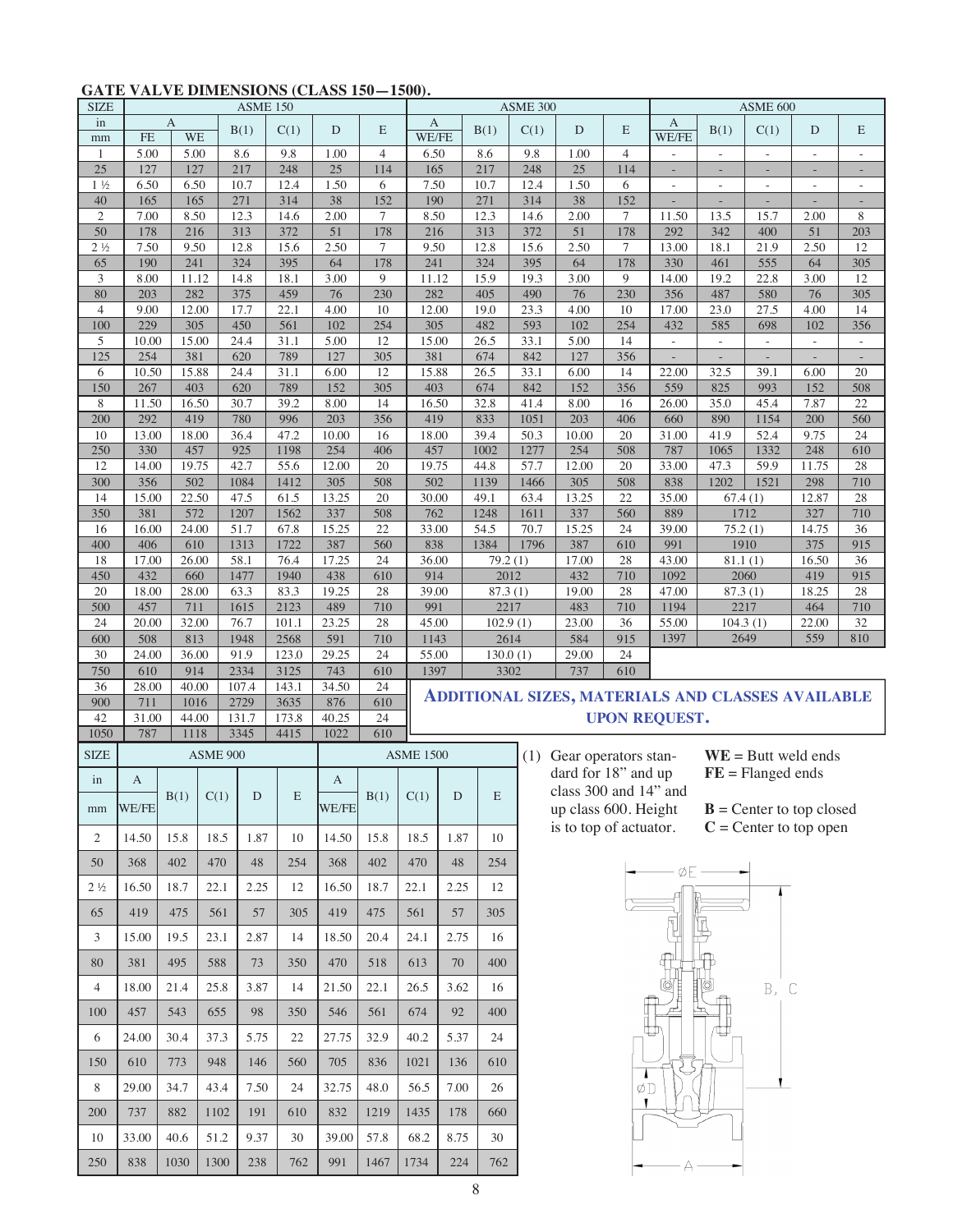## GATE VALVE DIMENSIONS (CLASS 150—1500).

| SIZE | ASME 150 | | | | | | ASME 300 | | | | | ASME 600 | | | | |
|---|---|---|---|---|---|---|---|---|---|---|---|---|---|---|---|---|
| in | A | | B(1) | C(1) | D | E | A | B(1) | C(1) | D | E | A | B(1) | C(1) | D | E |
| mm | FE | WE | | | | | WE/FE | | | | | WE/FE | | | | |
| 1 | 5.00 | 5.00 | 8.6 | 9.8 | 1.00 | 4 | 6.50 | 8.6 | 9.8 | 1.00 | 4 | - | - | - | - | - |
| 25 | 127 | 127 | 217 | 248 | 25 | 114 | 165 | 217 | 248 | 25 | 114 | - | - | - | - | - |
| 1 ½ | 6.50 | 6.50 | 10.7 | 12.4 | 1.50 | 6 | 7.50 | 10.7 | 12.4 | 1.50 | 6 | - | - | - | - | - |
| 40 | 165 | 165 | 271 | 314 | 38 | 152 | 190 | 271 | 314 | 38 | 152 | - | - | - | - | - |
| 2 | 7.00 | 8.50 | 12.3 | 14.6 | 2.00 | 7 | 8.50 | 12.3 | 14.6 | 2.00 | 7 | 11.50 | 13.5 | 15.7 | 2.00 | 8 |
| 50 | 178 | 216 | 313 | 372 | 51 | 178 | 216 | 313 | 372 | 51 | 178 | 292 | 342 | 400 | 51 | 203 |
| 2 ½ | 7.50 | 9.50 | 12.8 | 15.6 | 2.50 | 7 | 9.50 | 12.8 | 15.6 | 2.50 | 7 | 13.00 | 18.1 | 21.9 | 2.50 | 12 |
| 65 | 190 | 241 | 324 | 395 | 64 | 178 | 241 | 324 | 395 | 64 | 178 | 330 | 461 | 555 | 64 | 305 |
| 3 | 8.00 | 11.12 | 14.8 | 18.1 | 3.00 | 9 | 11.12 | 15.9 | 19.3 | 3.00 | 9 | 14.00 | 19.2 | 22.8 | 3.00 | 12 |
| 80 | 203 | 282 | 375 | 459 | 76 | 230 | 282 | 405 | 490 | 76 | 230 | 356 | 487 | 580 | 76 | 305 |
| 4 | 9.00 | 12.00 | 17.7 | 22.1 | 4.00 | 10 | 12.00 | 19.0 | 23.3 | 4.00 | 10 | 17.00 | 23.0 | 27.5 | 4.00 | 14 |
| 100 | 229 | 305 | 450 | 561 | 102 | 254 | 305 | 482 | 593 | 102 | 254 | 432 | 585 | 698 | 102 | 356 |
| 5 | 10.00 | 15.00 | 24.4 | 31.1 | 5.00 | 12 | 15.00 | 26.5 | 33.1 | 5.00 | 14 | - | - | - | - | - |
| 125 | 254 | 381 | 620 | 789 | 127 | 305 | 381 | 674 | 842 | 127 | 356 | - | - | - | - | - |
| 6 | 10.50 | 15.88 | 24.4 | 31.1 | 6.00 | 12 | 15.88 | 26.5 | 33.1 | 6.00 | 14 | 22.00 | 32.5 | 39.1 | 6.00 | 20 |
| 150 | 267 | 403 | 620 | 789 | 152 | 305 | 403 | 674 | 842 | 152 | 356 | 559 | 825 | 993 | 152 | 508 |
| 8 | 11.50 | 16.50 | 30.7 | 39.2 | 8.00 | 14 | 16.50 | 32.8 | 41.4 | 8.00 | 16 | 26.00 | 35.0 | 45.4 | 7.87 | 22 |
| 200 | 292 | 419 | 780 | 996 | 203 | 356 | 419 | 833 | 1051 | 203 | 406 | 660 | 890 | 1154 | 200 | 560 |
| 10 | 13.00 | 18.00 | 36.4 | 47.2 | 10.00 | 16 | 18.00 | 39.4 | 50.3 | 10.00 | 20 | 31.00 | 41.9 | 52.4 | 9.75 | 24 |
| 250 | 330 | 457 | 925 | 1198 | 254 | 406 | 457 | 1002 | 1277 | 254 | 508 | 787 | 1065 | 1332 | 248 | 610 |
| 12 | 14.00 | 19.75 | 42.7 | 55.6 | 12.00 | 20 | 19.75 | 44.8 | 57.7 | 12.00 | 20 | 33.00 | 47.3 | 59.9 | 11.75 | 28 |
| 300 | 356 | 502 | 1084 | 1412 | 305 | 508 | 502 | 1139 | 1466 | 305 | 508 | 838 | 1202 | 1521 | 298 | 710 |
| 14 | 15.00 | 22.50 | 47.5 | 61.5 | 13.25 | 20 | 30.00 | 49.1 | 63.4 | 13.25 | 22 | 35.00 | 67.4 (1) | | 12.87 | 28 |
| 350 | 381 | 572 | 1207 | 1562 | 337 | 508 | 762 | 1248 | 1611 | 337 | 560 | 889 | 1712 | | 327 | 710 |
| 16 | 16.00 | 24.00 | 51.7 | 67.8 | 15.25 | 22 | 33.00 | 54.5 | 70.7 | 15.25 | 24 | 39.00 | 75.2 (1) | | 14.75 | 36 |
| 400 | 406 | 610 | 1313 | 1722 | 387 | 560 | 838 | 1384 | 1796 | 387 | 610 | 991 | 1910 | | 375 | 915 |
| 18 | 17.00 | 26.00 | 58.1 | 76.4 | 17.25 | 24 | 36.00 | 79.2 (1) | | 17.00 | 28 | 43.00 | 81.1 (1) | | 16.50 | 36 |
| 450 | 432 | 660 | 1477 | 1940 | 438 | 610 | 914 | 2012 | | 432 | 710 | 1092 | 2060 | | 419 | 915 |
| 20 | 18.00 | 28.00 | 63.3 | 83.3 | 19.25 | 28 | 39.00 | 87.3 (1) | | 19.00 | 28 | 47.00 | 87.3 (1) | | 18.25 | 28 |
| 500 | 457 | 711 | 1615 | 2123 | 489 | 710 | 991 | 2217 | | 483 | 710 | 1194 | 2217 | | 464 | 710 |
| 24 | 20.00 | 32.00 | 76.7 | 101.1 | 23.25 | 28 | 45.00 | 102.9 (1) | | 23.00 | 36 | 55.00 | 104.3 (1) | | 22.00 | 32 |
| 600 | 508 | 813 | 1948 | 2568 | 591 | 710 | 1143 | 2614 | | 584 | 915 | 1397 | 2649 | | 559 | 810 |
| 30 | 24.00 | 36.00 | 91.9 | 123.0 | 29.25 | 24 | 55.00 | 130.0 (1) | | 29.00 | 24 | | | | | |
| 750 | 610 | 914 | 2334 | 3125 | 743 | 610 | 1397 | 3302 | | 737 | 610 | | | | | |
| 36 | 28.00 | 40.00 | 107.4 | 143.1 | 34.50 | 24 | | | | | | | | | | |
| 900 | 711 | 1016 | 2729 | 3635 | 876 | 610 | | | | | | | | | | |
| 42 | 31.00 | 44.00 | 131.7 | 173.8 | 40.25 | 24 | | | | | | | | | | |
| 1050 | 787 | 1118 | 3345 | 4415 | 1022 | 610 | | | | | | | | | | |

**ADDITIONAL SIZES, MATERIALS AND CLASSES AVAILABLE UPON REQUEST.**

| SIZE | ASME 900 | | | | | ASME 1500 | | | | |
|---|---|---|---|---|---|---|---|---|---|---|
| in | A | B(1) | C(1) | D | E | A | B(1) | C(1) | D | E |
| mm | WE/FE | | | | | WE/FE | | | | |
| 2 | 14.50 | 15.8 | 18.5 | 1.87 | 10 | 14.50 | 15.8 | 18.5 | 1.87 | 10 |
| 50 | 368 | 402 | 470 | 48 | 254 | 368 | 402 | 470 | 48 | 254 |
| 2 ½ | 16.50 | 18.7 | 22.1 | 2.25 | 12 | 16.50 | 18.7 | 22.1 | 2.25 | 12 |
| 65 | 419 | 475 | 561 | 57 | 305 | 419 | 475 | 561 | 57 | 305 |
| 3 | 15.00 | 19.5 | 23.1 | 2.87 | 14 | 18.50 | 20.4 | 24.1 | 2.75 | 16 |
| 80 | 381 | 495 | 588 | 73 | 350 | 470 | 518 | 613 | 70 | 400 |
| 4 | 18.00 | 21.4 | 25.8 | 3.87 | 14 | 21.50 | 22.1 | 26.5 | 3.62 | 16 |
| 100 | 457 | 543 | 655 | 98 | 350 | 546 | 561 | 674 | 92 | 400 |
| 6 | 24.00 | 30.4 | 37.3 | 5.75 | 22 | 27.75 | 32.9 | 40.2 | 5.37 | 24 |
| 150 | 610 | 773 | 948 | 146 | 560 | 705 | 836 | 1021 | 136 | 610 |
| 8 | 29.00 | 34.7 | 43.4 | 7.50 | 24 | 32.75 | 48.0 | 56.5 | 7.00 | 26 |
| 200 | 737 | 882 | 1102 | 191 | 610 | 832 | 1219 | 1435 | 178 | 660 |
| 10 | 33.00 | 40.6 | 51.2 | 9.37 | 30 | 39.00 | 57.8 | 68.2 | 8.75 | 30 |
| 250 | 838 | 1030 | 1300 | 238 | 762 | 991 | 1467 | 1734 | 224 | 762 |

(1) Gear operators standard for 18" and up class 300 and 14" and up class 600. Height is to top of actuator.

**WE** = Butt weld ends
**FE** = Flanged ends

**B** = Center to top closed
**C** = Center to top open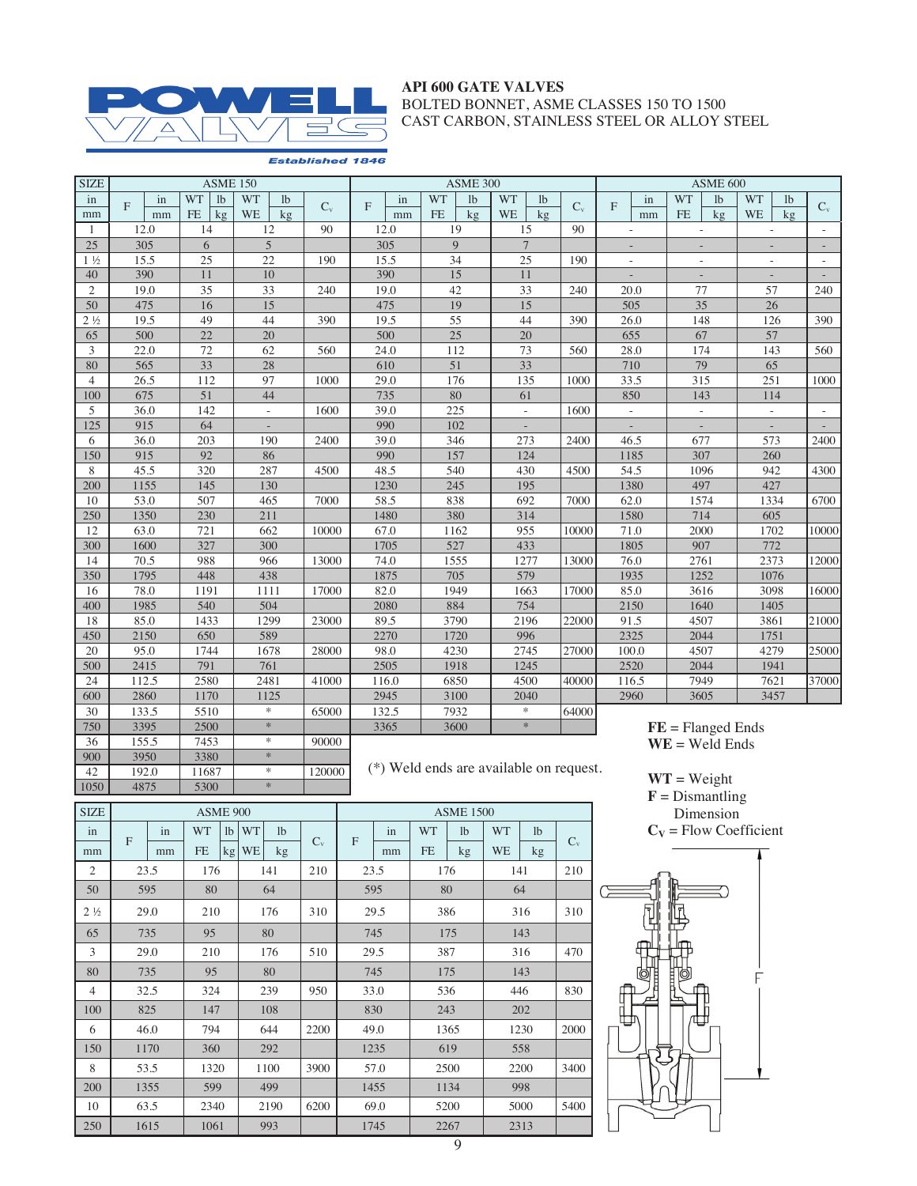**API 600 GATE VALVES**
BOLTED BONNET, ASME CLASSES 150 TO 1500
CAST CARBON, STAINLESS STEEL OR ALLOY STEEL

Established 1846

| SIZE | ASME 150 | | | | ASME 300 | | | | ASME 600 | | | |
|---|---|---|---|---|---|---|---|---|---|---|---|---|
| in / mm | F in / mm | WT FE lb / kg | WT WE lb / kg | $C_v$ | F in / mm | WT FE lb / kg | WT WE lb / kg | $C_v$ | F in / mm | WT FE lb / kg | WT WE lb / kg | $C_v$ |
| 1 | 12.0 | 14 | 12 | 90 | 12.0 | 19 | 15 | 90 | - | - | - | - |
| 25 | 305 | 6 | 5 | | 305 | 9 | 7 | | - | - | - | - |
| 1 ½ | 15.5 | 25 | 22 | 190 | 15.5 | 34 | 25 | 190 | - | - | - | - |
| 40 | 390 | 11 | 10 | | 390 | 15 | 11 | | - | - | - | - |
| 2 | 19.0 | 35 | 33 | 240 | 19.0 | 42 | 33 | 240 | 20.0 | 77 | 57 | 240 |
| 50 | 475 | 16 | 15 | | 475 | 19 | 15 | | 505 | 35 | 26 | |
| 2 ½ | 19.5 | 49 | 44 | 390 | 19.5 | 55 | 44 | 390 | 26.0 | 148 | 126 | 390 |
| 65 | 500 | 22 | 20 | | 500 | 25 | 20 | | 655 | 67 | 57 | |
| 3 | 22.0 | 72 | 62 | 560 | 24.0 | 112 | 73 | 560 | 28.0 | 174 | 143 | 560 |
| 80 | 565 | 33 | 28 | | 610 | 51 | 33 | | 710 | 79 | 65 | |
| 4 | 26.5 | 112 | 97 | 1000 | 29.0 | 176 | 135 | 1000 | 33.5 | 315 | 251 | 1000 |
| 100 | 675 | 51 | 44 | | 735 | 80 | 61 | | 850 | 143 | 114 | |
| 5 | 36.0 | 142 | - | 1600 | 39.0 | 225 | - | 1600 | - | - | - | - |
| 125 | 915 | 64 | - | | 990 | 102 | - | | - | - | - | - |
| 6 | 36.0 | 203 | 190 | 2400 | 39.0 | 346 | 273 | 2400 | 46.5 | 677 | 573 | 2400 |
| 150 | 915 | 92 | 86 | | 990 | 157 | 124 | | 1185 | 307 | 260 | |
| 8 | 45.5 | 320 | 287 | 4500 | 48.5 | 540 | 430 | 4500 | 54.5 | 1096 | 942 | 4300 |
| 200 | 1155 | 145 | 130 | | 1230 | 245 | 195 | | 1380 | 497 | 427 | |
| 10 | 53.0 | 507 | 465 | 7000 | 58.5 | 838 | 692 | 7000 | 62.0 | 1574 | 1334 | 6700 |
| 250 | 1350 | 230 | 211 | | 1480 | 380 | 314 | | 1580 | 714 | 605 | |
| 12 | 63.0 | 721 | 662 | 10000 | 67.0 | 1162 | 955 | 10000 | 71.0 | 2000 | 1702 | 10000 |
| 300 | 1600 | 327 | 300 | | 1705 | 527 | 433 | | 1805 | 907 | 772 | |
| 14 | 70.5 | 988 | 966 | 13000 | 74.0 | 1555 | 1277 | 13000 | 76.0 | 2761 | 2373 | 12000 |
| 350 | 1795 | 448 | 438 | | 1875 | 705 | 579 | | 1935 | 1252 | 1076 | |
| 16 | 78.0 | 1191 | 1111 | 17000 | 82.0 | 1949 | 1663 | 17000 | 85.0 | 3616 | 3098 | 16000 |
| 400 | 1985 | 540 | 504 | | 2080 | 884 | 754 | | 2150 | 1640 | 1405 | |
| 18 | 85.0 | 1433 | 1299 | 23000 | 89.5 | 3790 | 2196 | 22000 | 91.5 | 4507 | 3861 | 21000 |
| 450 | 2150 | 650 | 589 | | 2270 | 1720 | 996 | | 2325 | 2044 | 1751 | |
| 20 | 95.0 | 1744 | 1678 | 28000 | 98.0 | 4230 | 2745 | 27000 | 100.0 | 4507 | 4279 | 25000 |
| 500 | 2415 | 791 | 761 | | 2505 | 1918 | 1245 | | 2520 | 2044 | 1941 | |
| 24 | 112.5 | 2580 | 2481 | 41000 | 116.0 | 6850 | 4500 | 40000 | 116.5 | 7949 | 7621 | 37000 |
| 600 | 2860 | 1170 | 1125 | | 2945 | 3100 | 2040 | | 2960 | 3605 | 3457 | |
| 30 | 133.5 | 5510 | * | 65000 | 132.5 | 7932 | * | 64000 | | | | |
| 750 | 3395 | 2500 | * | | 3365 | 3600 | * | | | | | |
| 36 | 155.5 | 7453 | * | 90000 | | | | | | | | |
| 900 | 3950 | 3380 | * | | | | | | | | | |
| 42 | 192.0 | 11687 | * | 120000 | | | | | | | | |
| 1050 | 4875 | 5300 | * | | | | | | | | | |

(*) Weld ends are available on request.

| SIZE | ASME 900 | | | | ASME 1500 | | | |
|---|---|---|---|---|---|---|---|---|
| in / mm | F in / mm | WT FE lb / kg | WT WE lb / kg | $C_v$ | F in / mm | WT FE lb / kg | WT WE lb / kg | $C_v$ |
| 2 | 23.5 | 176 | 141 | 210 | 23.5 | 176 | 141 | 210 |
| 50 | 595 | 80 | 64 | | 595 | 80 | 64 | |
| 2 ½ | 29.0 | 210 | 176 | 310 | 29.5 | 386 | 316 | 310 |
| 65 | 735 | 95 | 80 | | 745 | 175 | 143 | |
| 3 | 29.0 | 210 | 176 | 510 | 29.5 | 387 | 316 | 470 |
| 80 | 735 | 95 | 80 | | 745 | 175 | 143 | |
| 4 | 32.5 | 324 | 239 | 950 | 33.0 | 536 | 446 | 830 |
| 100 | 825 | 147 | 108 | | 830 | 243 | 202 | |
| 6 | 46.0 | 794 | 644 | 2200 | 49.0 | 1365 | 1230 | 2000 |
| 150 | 1170 | 360 | 292 | | 1235 | 619 | 558 | |
| 8 | 53.5 | 1320 | 1100 | 3900 | 57.0 | 2500 | 2200 | 3400 |
| 200 | 1355 | 599 | 499 | | 1455 | 1134 | 998 | |
| 10 | 63.5 | 2340 | 2190 | 6200 | 69.0 | 5200 | 5000 | 5400 |
| 250 | 1615 | 1061 | 993 | | 1745 | 2267 | 2313 | |

**FE** = Flanged Ends
**WE** = Weld Ends

**WT** = Weight
**F** = Dismantling Dimension
$C_V$ = Flow Coefficient

F